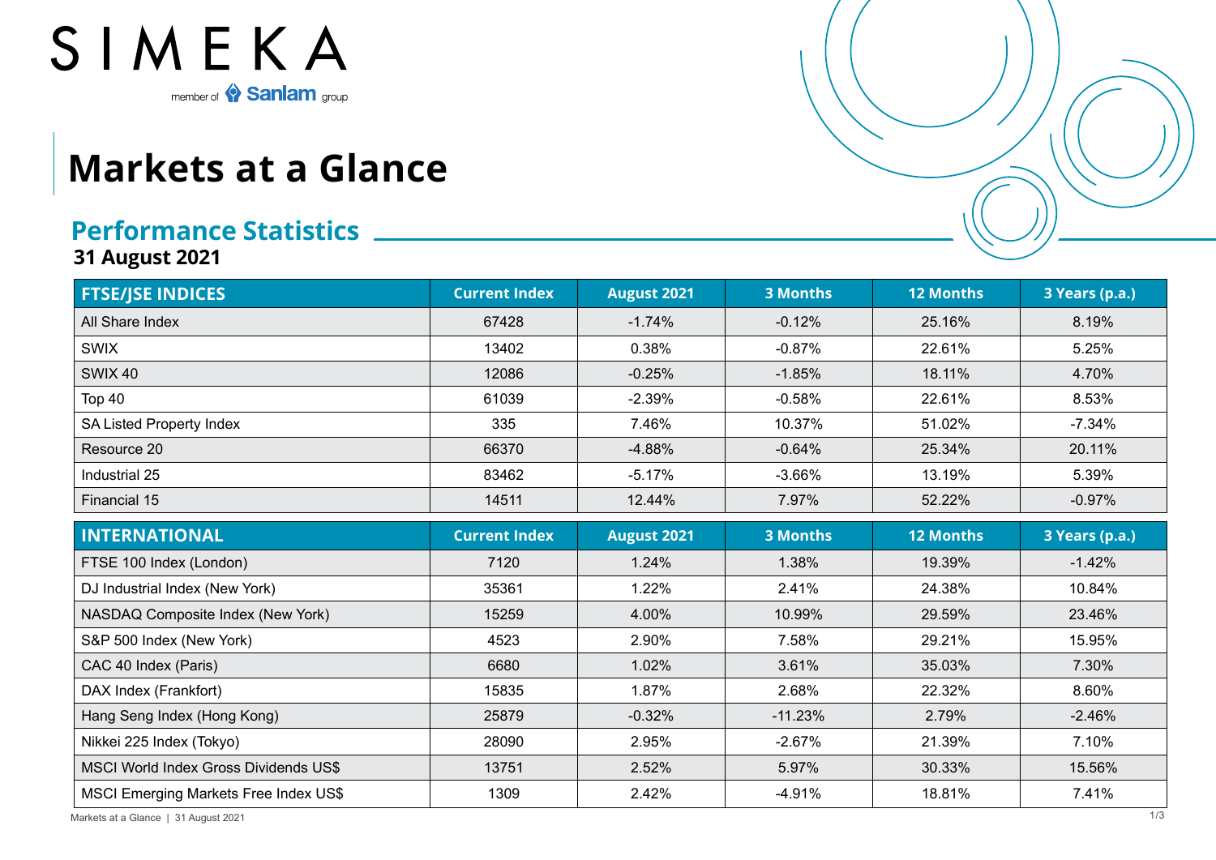SIMEKA

member of Sanlam group

# Markets at a Glance

## Performance Statistics

**31 August 2021**

| FTSE/JSE INDICES | Current Index | August 2021 | 3 Months | 12 Months | 3 Years (p.a.) |
|---|---|---|---|---|---|
| All Share Index | 67428 | -1.74% | -0.12% | 25.16% | 8.19% |
| SWIX | 13402 | 0.38% | -0.87% | 22.61% | 5.25% |
| SWIX 40 | 12086 | -0.25% | -1.85% | 18.11% | 4.70% |
| Top 40 | 61039 | -2.39% | -0.58% | 22.61% | 8.53% |
| SA Listed Property Index | 335 | 7.46% | 10.37% | 51.02% | -7.34% |
| Resource 20 | 66370 | -4.88% | -0.64% | 25.34% | 20.11% |
| Industrial 25 | 83462 | -5.17% | -3.66% | 13.19% | 5.39% |
| Financial 15 | 14511 | 12.44% | 7.97% | 52.22% | -0.97% |

| INTERNATIONAL | Current Index | August 2021 | 3 Months | 12 Months | 3 Years (p.a.) |
|---|---|---|---|---|---|
| FTSE 100 Index (London) | 7120 | 1.24% | 1.38% | 19.39% | -1.42% |
| DJ Industrial Index (New York) | 35361 | 1.22% | 2.41% | 24.38% | 10.84% |
| NASDAQ Composite Index (New York) | 15259 | 4.00% | 10.99% | 29.59% | 23.46% |
| S&P 500 Index (New York) | 4523 | 2.90% | 7.58% | 29.21% | 15.95% |
| CAC 40 Index (Paris) | 6680 | 1.02% | 3.61% | 35.03% | 7.30% |
| DAX Index (Frankfort) | 15835 | 1.87% | 2.68% | 22.32% | 8.60% |
| Hang Seng Index (Hong Kong) | 25879 | -0.32% | -11.23% | 2.79% | -2.46% |
| Nikkei 225 Index (Tokyo) | 28090 | 2.95% | -2.67% | 21.39% | 7.10% |
| MSCI World Index Gross Dividends US$ | 13751 | 2.52% | 5.97% | 30.33% | 15.56% |
| MSCI Emerging Markets Free Index US$ | 1309 | 2.42% | -4.91% | 18.81% | 7.41% |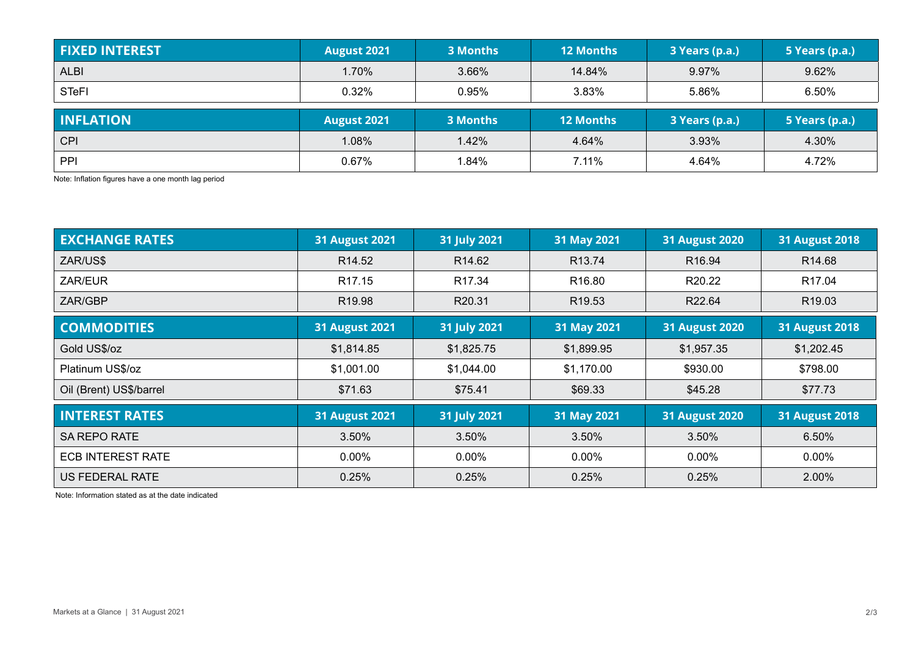| FIXED INTEREST | August 2021 | 3 Months | 12 Months | 3 Years (p.a.) | 5 Years (p.a.) |
|---|---|---|---|---|---|
| ALBI | 1.70% | 3.66% | 14.84% | 9.97% | 9.62% |
| STeFI | 0.32% | 0.95% | 3.83% | 5.86% | 6.50% |

| INFLATION | August 2021 | 3 Months | 12 Months | 3 Years (p.a.) | 5 Years (p.a.) |
|---|---|---|---|---|---|
| CPI | 1.08% | 1.42% | 4.64% | 3.93% | 4.30% |
| PPI | 0.67% | 1.84% | 7.11% | 4.64% | 4.72% |

Note: Inflation figures have a one month lag period

| EXCHANGE RATES | 31 August 2021 | 31 July 2021 | 31 May 2021 | 31 August 2020 | 31 August 2018 |
|---|---|---|---|---|---|
| ZAR/US$ | R14.52 | R14.62 | R13.74 | R16.94 | R14.68 |
| ZAR/EUR | R17.15 | R17.34 | R16.80 | R20.22 | R17.04 |
| ZAR/GBP | R19.98 | R20.31 | R19.53 | R22.64 | R19.03 |

| COMMODITIES | 31 August 2021 | 31 July 2021 | 31 May 2021 | 31 August 2020 | 31 August 2018 |
|---|---|---|---|---|---|
| Gold US$/oz | $1,814.85 | $1,825.75 | $1,899.95 | $1,957.35 | $1,202.45 |
| Platinum US$/oz | $1,001.00 | $1,044.00 | $1,170.00 | $930.00 | $798.00 |
| Oil (Brent) US$/barrel | $71.63 | $75.41 | $69.33 | $45.28 | $77.73 |

| INTEREST RATES | 31 August 2021 | 31 July 2021 | 31 May 2021 | 31 August 2020 | 31 August 2018 |
|---|---|---|---|---|---|
| SA REPO RATE | 3.50% | 3.50% | 3.50% | 3.50% | 6.50% |
| ECB INTEREST RATE | 0.00% | 0.00% | 0.00% | 0.00% | 0.00% |
| US FEDERAL RATE | 0.25% | 0.25% | 0.25% | 0.25% | 2.00% |

Note: Information stated as at the date indicated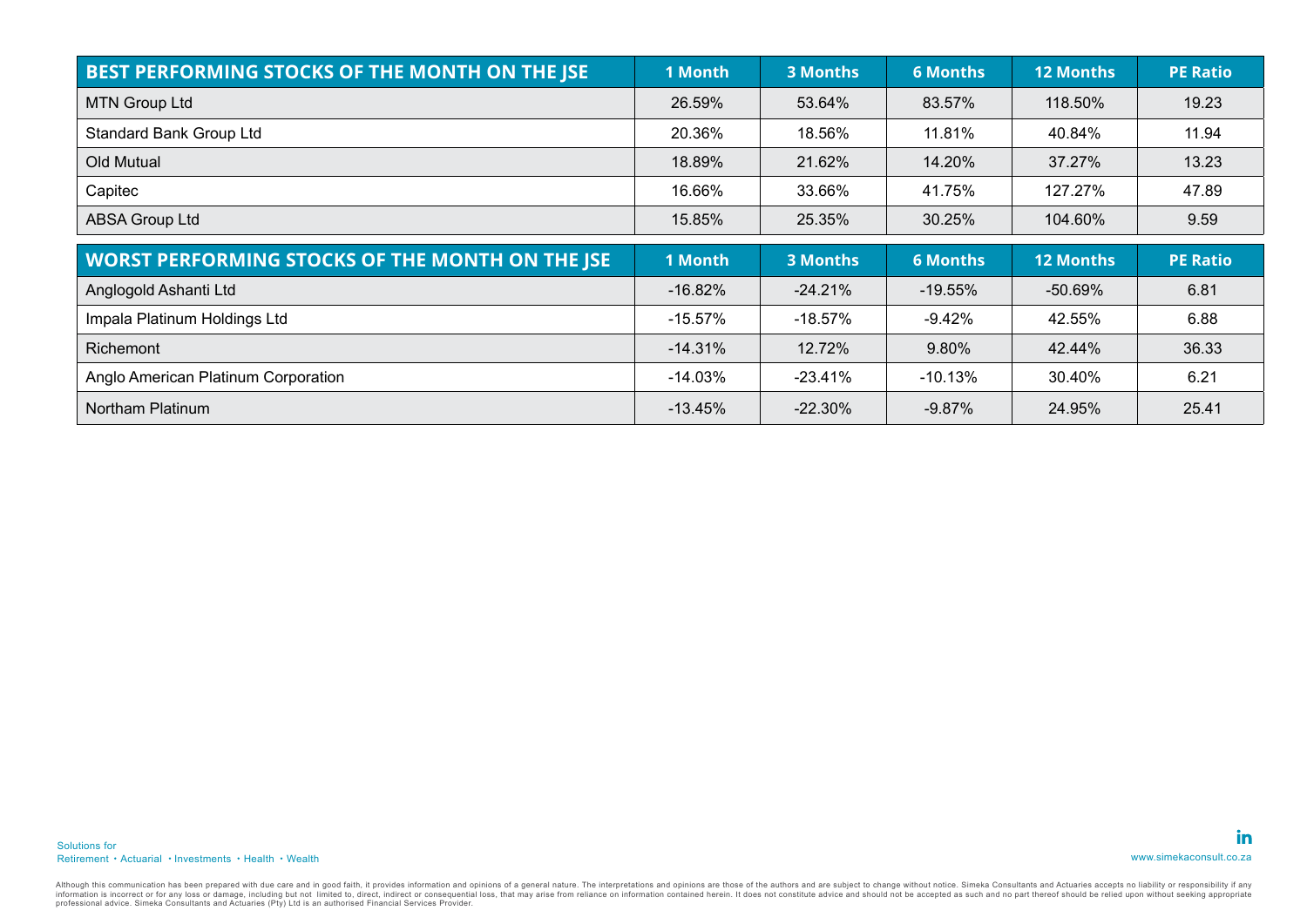| BEST PERFORMING STOCKS OF THE MONTH ON THE JSE | 1 Month | 3 Months | 6 Months | 12 Months | PE Ratio |
|---|---|---|---|---|---|
| MTN Group Ltd | 26.59% | 53.64% | 83.57% | 118.50% | 19.23 |
| Standard Bank Group Ltd | 20.36% | 18.56% | 11.81% | 40.84% | 11.94 |
| Old Mutual | 18.89% | 21.62% | 14.20% | 37.27% | 13.23 |
| Capitec | 16.66% | 33.66% | 41.75% | 127.27% | 47.89 |
| ABSA Group Ltd | 15.85% | 25.35% | 30.25% | 104.60% | 9.59 |

| WORST PERFORMING STOCKS OF THE MONTH ON THE JSE | 1 Month | 3 Months | 6 Months | 12 Months | PE Ratio |
|---|---|---|---|---|---|
| Anglogold Ashanti Ltd | -16.82% | -24.21% | -19.55% | -50.69% | 6.81 |
| Impala Platinum Holdings Ltd | -15.57% | -18.57% | -9.42% | 42.55% | 6.88 |
| Richemont | -14.31% | 12.72% | 9.80% | 42.44% | 36.33 |
| Anglo American Platinum Corporation | -14.03% | -23.41% | -10.13% | 30.40% | 6.21 |
| Northam Platinum | -13.45% | -22.30% | -9.87% | 24.95% | 25.41 |

Solutions for
Retirement • Actuarial • Investments • Health • Wealth

www.simekaconsult.co.za

Although this communication has been prepared with due care and in good faith, it provides information and opinions of a general nature. The interpretations and opinions are those of the authors and are subject to change without notice. Simeka Consultants and Actuaries accepts no liability or responsibility if any information is incorrect or for any loss or damage, including but not limited to, direct, indirect or consequential loss, that may arise from reliance on information contained herein. It does not constitute advice and should not be accepted as such and no part thereof should be relied upon without seeking appropriate professional advice. Simeka Consultants and Actuaries (Pty) Ltd is an authorised Financial Services Provider.